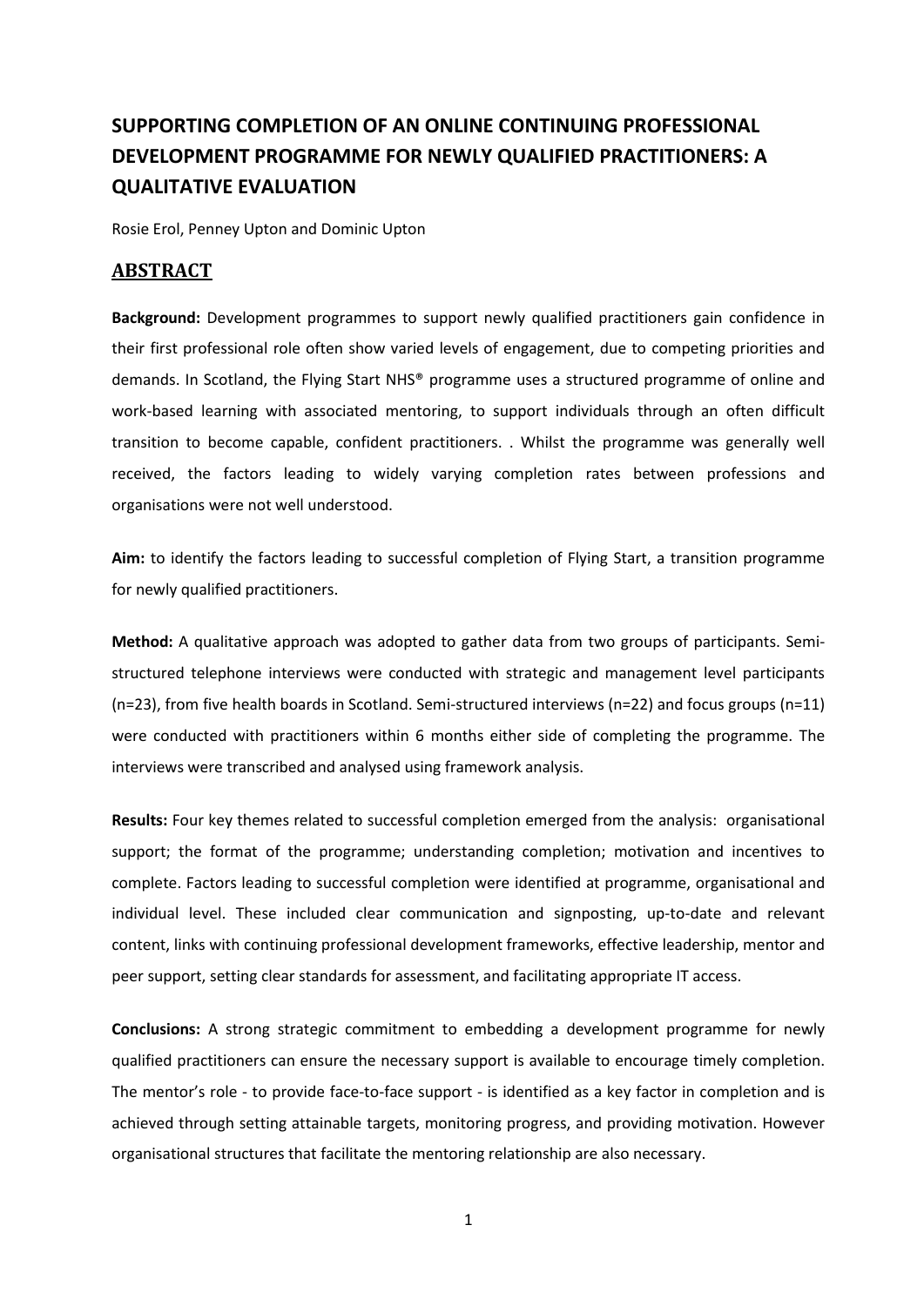# SUPPORTING COMPLETION OF AN ONLINE CONTINUING PROFESSIONAL DEVELOPMENT PROGRAMME FOR NEWLY QUALIFIED PRACTITIONERS: A QUALITATIVE EVALUATION

Rosie Erol, Penney Upton and Dominic Upton

## ABSTRACT

**Background:** Development programmes to support newly qualified practitioners gain confidence in their first professional role often show varied levels of engagement, due to competing priorities and demands. In Scotland, the Flying Start NHS® programme uses a structured programme of online and work-based learning with associated mentoring, to support individuals through an often difficult transition to become capable, confident practitioners. . Whilst the programme was generally well received, the factors leading to widely varying completion rates between professions and organisations were not well understood.

**Aim:** to identify the factors leading to successful completion of Flying Start, a transition programme for newly qualified practitioners.

**Method:** A qualitative approach was adopted to gather data from two groups of participants. Semi-structured telephone interviews were conducted with strategic and management level participants (n=23), from five health boards in Scotland. Semi-structured interviews (n=22) and focus groups (n=11) were conducted with practitioners within 6 months either side of completing the programme. The interviews were transcribed and analysed using framework analysis.

**Results:** Four key themes related to successful completion emerged from the analysis: organisational support; the format of the programme; understanding completion; motivation and incentives to complete. Factors leading to successful completion were identified at programme, organisational and individual level. These included clear communication and signposting, up-to-date and relevant content, links with continuing professional development frameworks, effective leadership, mentor and peer support, setting clear standards for assessment, and facilitating appropriate IT access.

**Conclusions:** A strong strategic commitment to embedding a development programme for newly qualified practitioners can ensure the necessary support is available to encourage timely completion. The mentor's role - to provide face-to-face support - is identified as a key factor in completion and is achieved through setting attainable targets, monitoring progress, and providing motivation. However organisational structures that facilitate the mentoring relationship are also necessary.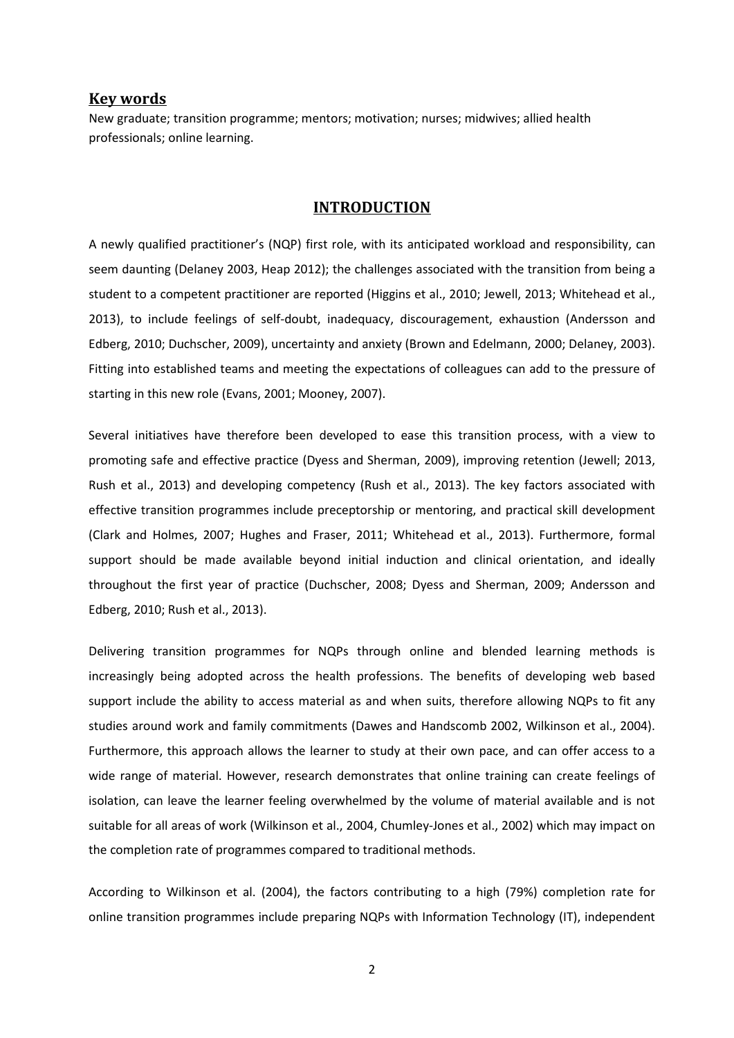## Key words

New graduate; transition programme; mentors; motivation; nurses; midwives; allied health professionals; online learning.

# INTRODUCTION

A newly qualified practitioner's (NQP) first role, with its anticipated workload and responsibility, can seem daunting (Delaney 2003, Heap 2012); the challenges associated with the transition from being a student to a competent practitioner are reported (Higgins et al., 2010; Jewell, 2013; Whitehead et al., 2013), to include feelings of self-doubt, inadequacy, discouragement, exhaustion (Andersson and Edberg, 2010; Duchscher, 2009), uncertainty and anxiety (Brown and Edelmann, 2000; Delaney, 2003). Fitting into established teams and meeting the expectations of colleagues can add to the pressure of starting in this new role (Evans, 2001; Mooney, 2007).

Several initiatives have therefore been developed to ease this transition process, with a view to promoting safe and effective practice (Dyess and Sherman, 2009), improving retention (Jewell; 2013, Rush et al., 2013) and developing competency (Rush et al., 2013). The key factors associated with effective transition programmes include preceptorship or mentoring, and practical skill development (Clark and Holmes, 2007; Hughes and Fraser, 2011; Whitehead et al., 2013). Furthermore, formal support should be made available beyond initial induction and clinical orientation, and ideally throughout the first year of practice (Duchscher, 2008; Dyess and Sherman, 2009; Andersson and Edberg, 2010; Rush et al., 2013).

Delivering transition programmes for NQPs through online and blended learning methods is increasingly being adopted across the health professions. The benefits of developing web based support include the ability to access material as and when suits, therefore allowing NQPs to fit any studies around work and family commitments (Dawes and Handscomb 2002, Wilkinson et al., 2004). Furthermore, this approach allows the learner to study at their own pace, and can offer access to a wide range of material. However, research demonstrates that online training can create feelings of isolation, can leave the learner feeling overwhelmed by the volume of material available and is not suitable for all areas of work (Wilkinson et al., 2004, Chumley-Jones et al., 2002) which may impact on the completion rate of programmes compared to traditional methods.

According to Wilkinson et al. (2004), the factors contributing to a high (79%) completion rate for online transition programmes include preparing NQPs with Information Technology (IT), independent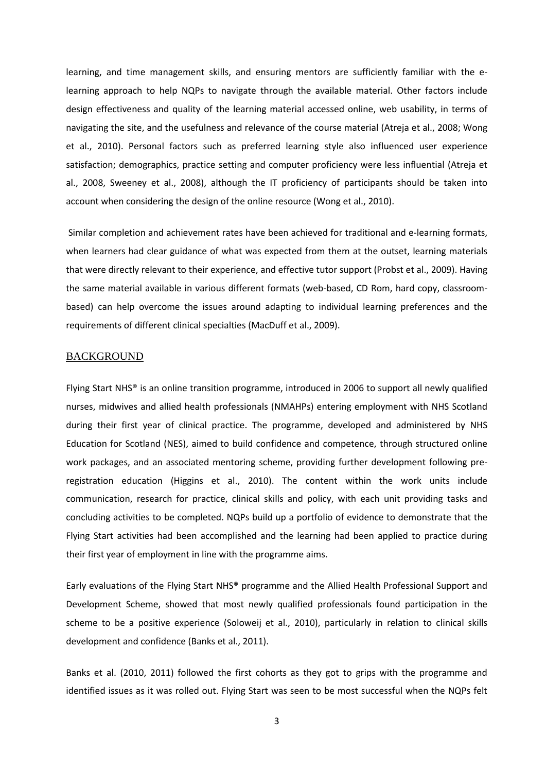learning, and time management skills, and ensuring mentors are sufficiently familiar with the e-learning approach to help NQPs to navigate through the available material. Other factors include design effectiveness and quality of the learning material accessed online, web usability, in terms of navigating the site, and the usefulness and relevance of the course material (Atreja et al., 2008; Wong et al., 2010). Personal factors such as preferred learning style also influenced user experience satisfaction; demographics, practice setting and computer proficiency were less influential (Atreja et al., 2008, Sweeney et al., 2008), although the IT proficiency of participants should be taken into account when considering the design of the online resource (Wong et al., 2010).

Similar completion and achievement rates have been achieved for traditional and e-learning formats, when learners had clear guidance of what was expected from them at the outset, learning materials that were directly relevant to their experience, and effective tutor support (Probst et al., 2009). Having the same material available in various different formats (web-based, CD Rom, hard copy, classroom-based) can help overcome the issues around adapting to individual learning preferences and the requirements of different clinical specialties (MacDuff et al., 2009).

## BACKGROUND

Flying Start NHS® is an online transition programme, introduced in 2006 to support all newly qualified nurses, midwives and allied health professionals (NMAHPs) entering employment with NHS Scotland during their first year of clinical practice. The programme, developed and administered by NHS Education for Scotland (NES), aimed to build confidence and competence, through structured online work packages, and an associated mentoring scheme, providing further development following pre-registration education (Higgins et al., 2010). The content within the work units include communication, research for practice, clinical skills and policy, with each unit providing tasks and concluding activities to be completed. NQPs build up a portfolio of evidence to demonstrate that the Flying Start activities had been accomplished and the learning had been applied to practice during their first year of employment in line with the programme aims.

Early evaluations of the Flying Start NHS® programme and the Allied Health Professional Support and Development Scheme, showed that most newly qualified professionals found participation in the scheme to be a positive experience (Soloweij et al., 2010), particularly in relation to clinical skills development and confidence (Banks et al., 2011).

Banks et al. (2010, 2011) followed the first cohorts as they got to grips with the programme and identified issues as it was rolled out. Flying Start was seen to be most successful when the NQPs felt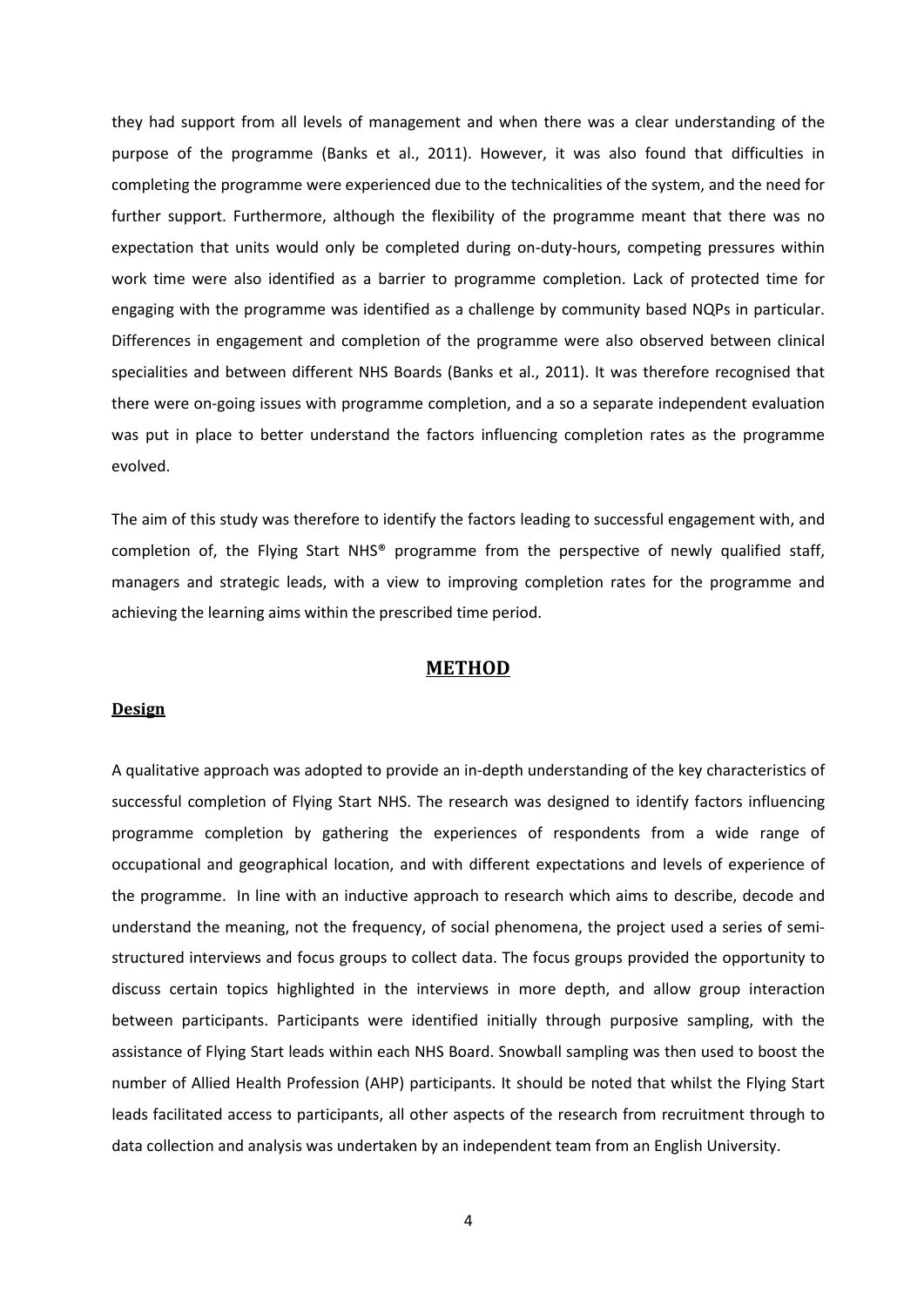they had support from all levels of management and when there was a clear understanding of the purpose of the programme (Banks et al., 2011). However, it was also found that difficulties in completing the programme were experienced due to the technicalities of the system, and the need for further support. Furthermore, although the flexibility of the programme meant that there was no expectation that units would only be completed during on-duty-hours, competing pressures within work time were also identified as a barrier to programme completion. Lack of protected time for engaging with the programme was identified as a challenge by community based NQPs in particular. Differences in engagement and completion of the programme were also observed between clinical specialities and between different NHS Boards (Banks et al., 2011). It was therefore recognised that there were on-going issues with programme completion, and a so a separate independent evaluation was put in place to better understand the factors influencing completion rates as the programme evolved.

The aim of this study was therefore to identify the factors leading to successful engagement with, and completion of, the Flying Start NHS® programme from the perspective of newly qualified staff, managers and strategic leads, with a view to improving completion rates for the programme and achieving the learning aims within the prescribed time period.

## METHOD

### Design

A qualitative approach was adopted to provide an in-depth understanding of the key characteristics of successful completion of Flying Start NHS. The research was designed to identify factors influencing programme completion by gathering the experiences of respondents from a wide range of occupational and geographical location, and with different expectations and levels of experience of the programme. In line with an inductive approach to research which aims to describe, decode and understand the meaning, not the frequency, of social phenomena, the project used a series of semi-structured interviews and focus groups to collect data. The focus groups provided the opportunity to discuss certain topics highlighted in the interviews in more depth, and allow group interaction between participants. Participants were identified initially through purposive sampling, with the assistance of Flying Start leads within each NHS Board. Snowball sampling was then used to boost the number of Allied Health Profession (AHP) participants. It should be noted that whilst the Flying Start leads facilitated access to participants, all other aspects of the research from recruitment through to data collection and analysis was undertaken by an independent team from an English University.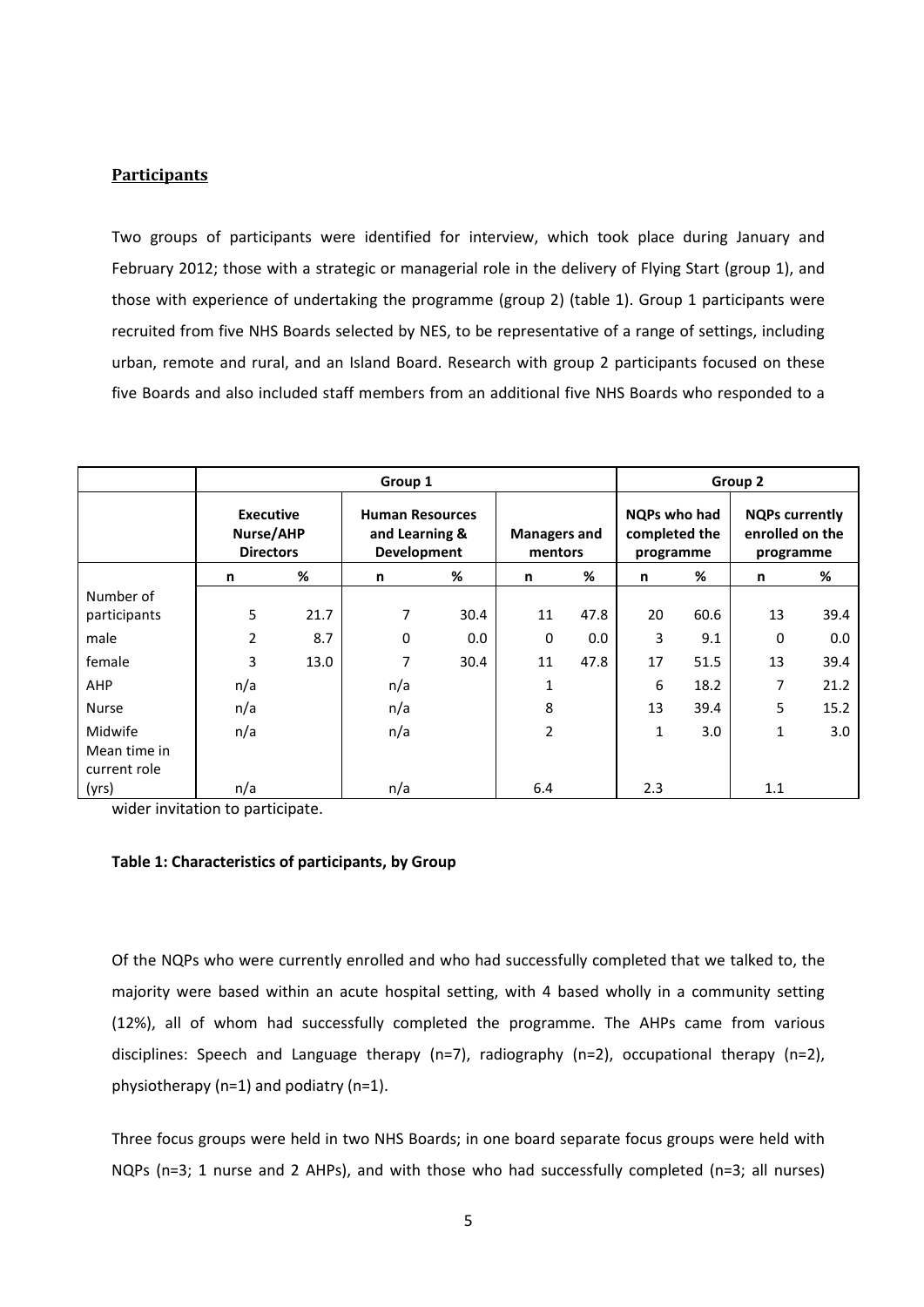## Participants

Two groups of participants were identified for interview, which took place during January and February 2012; those with a strategic or managerial role in the delivery of Flying Start (group 1), and those with experience of undertaking the programme (group 2) (table 1). Group 1 participants were recruited from five NHS Boards selected by NES, to be representative of a range of settings, including urban, remote and rural, and an Island Board. Research with group 2 participants focused on these five Boards and also included staff members from an additional five NHS Boards who responded to a wider invitation to participate.

| | Group 1 | | | | | | Group 2 | | | |
|---|---|---|---|---|---|---|---|---|---|---|
| | Executive Nurse/AHP Directors | | Human Resources and Learning & Development | | Managers and mentors | | NQPs who had completed the programme | | NQPs currently enrolled on the programme | |
| | n | % | n | % | n | % | n | % | n | % |
| Number of participants | 5 | 21.7 | 7 | 30.4 | 11 | 47.8 | 20 | 60.6 | 13 | 39.4 |
| male | 2 | 8.7 | 0 | 0.0 | 0 | 0.0 | 3 | 9.1 | 0 | 0.0 |
| female | 3 | 13.0 | 7 | 30.4 | 11 | 47.8 | 17 | 51.5 | 13 | 39.4 |
| AHP | n/a | | n/a | | 1 | | 6 | 18.2 | 7 | 21.2 |
| Nurse | n/a | | n/a | | 8 | | 13 | 39.4 | 5 | 15.2 |
| Midwife | n/a | | n/a | | 2 | | 1 | 3.0 | 1 | 3.0 |
| Mean time in current role (yrs) | n/a | | n/a | | 6.4 | | 2.3 | | 1.1 | |

**Table 1: Characteristics of participants, by Group**

Of the NQPs who were currently enrolled and who had successfully completed that we talked to, the majority were based within an acute hospital setting, with 4 based wholly in a community setting (12%), all of whom had successfully completed the programme. The AHPs came from various disciplines: Speech and Language therapy (n=7), radiography (n=2), occupational therapy (n=2), physiotherapy (n=1) and podiatry (n=1).

Three focus groups were held in two NHS Boards; in one board separate focus groups were held with NQPs (n=3; 1 nurse and 2 AHPs), and with those who had successfully completed (n=3; all nurses)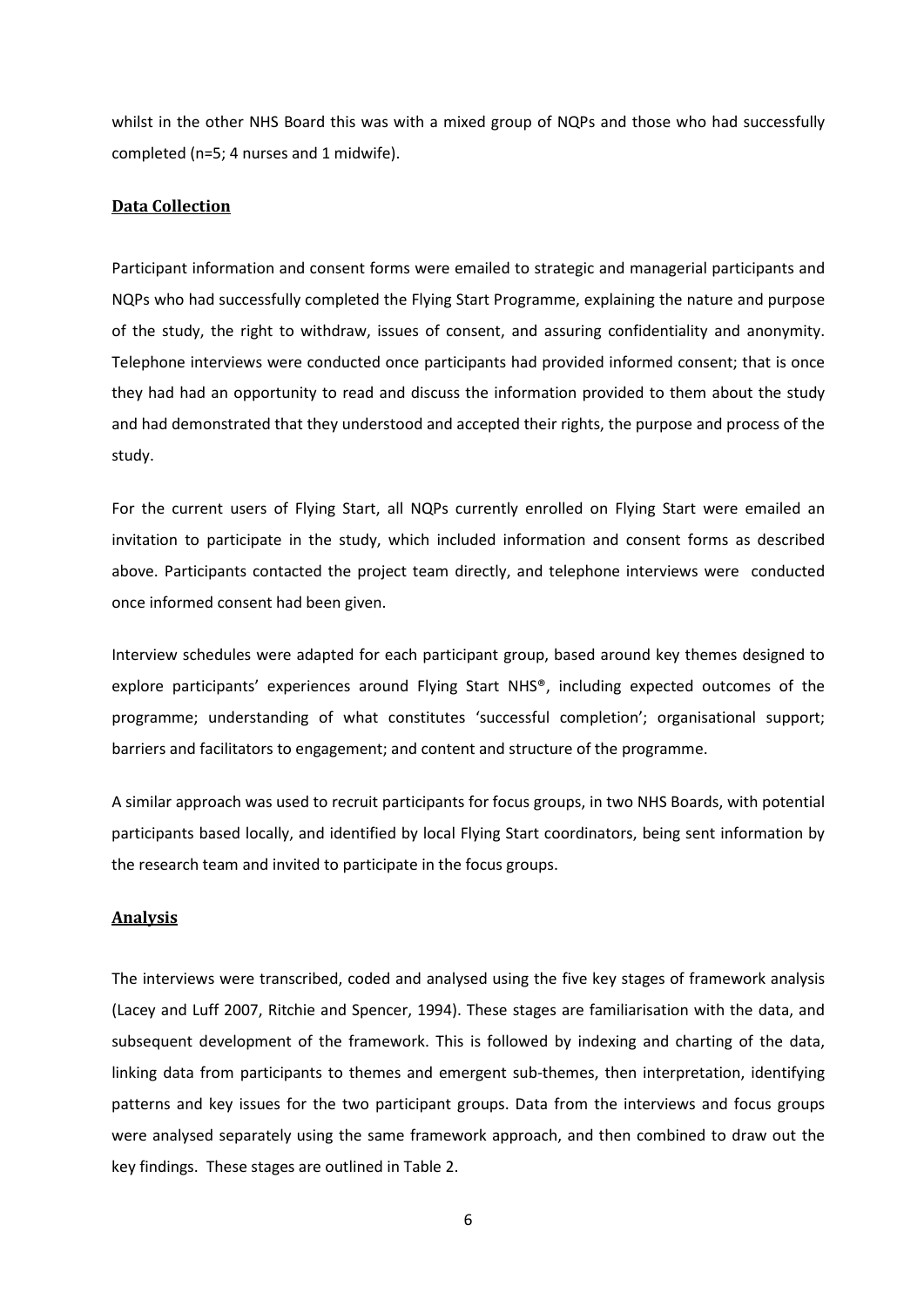whilst in the other NHS Board this was with a mixed group of NQPs and those who had successfully completed (n=5; 4 nurses and 1 midwife).

## Data Collection

Participant information and consent forms were emailed to strategic and managerial participants and NQPs who had successfully completed the Flying Start Programme, explaining the nature and purpose of the study, the right to withdraw, issues of consent, and assuring confidentiality and anonymity. Telephone interviews were conducted once participants had provided informed consent; that is once they had had an opportunity to read and discuss the information provided to them about the study and had demonstrated that they understood and accepted their rights, the purpose and process of the study.

For the current users of Flying Start, all NQPs currently enrolled on Flying Start were emailed an invitation to participate in the study, which included information and consent forms as described above. Participants contacted the project team directly, and telephone interviews were conducted once informed consent had been given.

Interview schedules were adapted for each participant group, based around key themes designed to explore participants' experiences around Flying Start NHS®, including expected outcomes of the programme; understanding of what constitutes 'successful completion'; organisational support; barriers and facilitators to engagement; and content and structure of the programme.

A similar approach was used to recruit participants for focus groups, in two NHS Boards, with potential participants based locally, and identified by local Flying Start coordinators, being sent information by the research team and invited to participate in the focus groups.

## Analysis

The interviews were transcribed, coded and analysed using the five key stages of framework analysis (Lacey and Luff 2007, Ritchie and Spencer, 1994). These stages are familiarisation with the data, and subsequent development of the framework. This is followed by indexing and charting of the data, linking data from participants to themes and emergent sub-themes, then interpretation, identifying patterns and key issues for the two participant groups. Data from the interviews and focus groups were analysed separately using the same framework approach, and then combined to draw out the key findings. These stages are outlined in Table 2.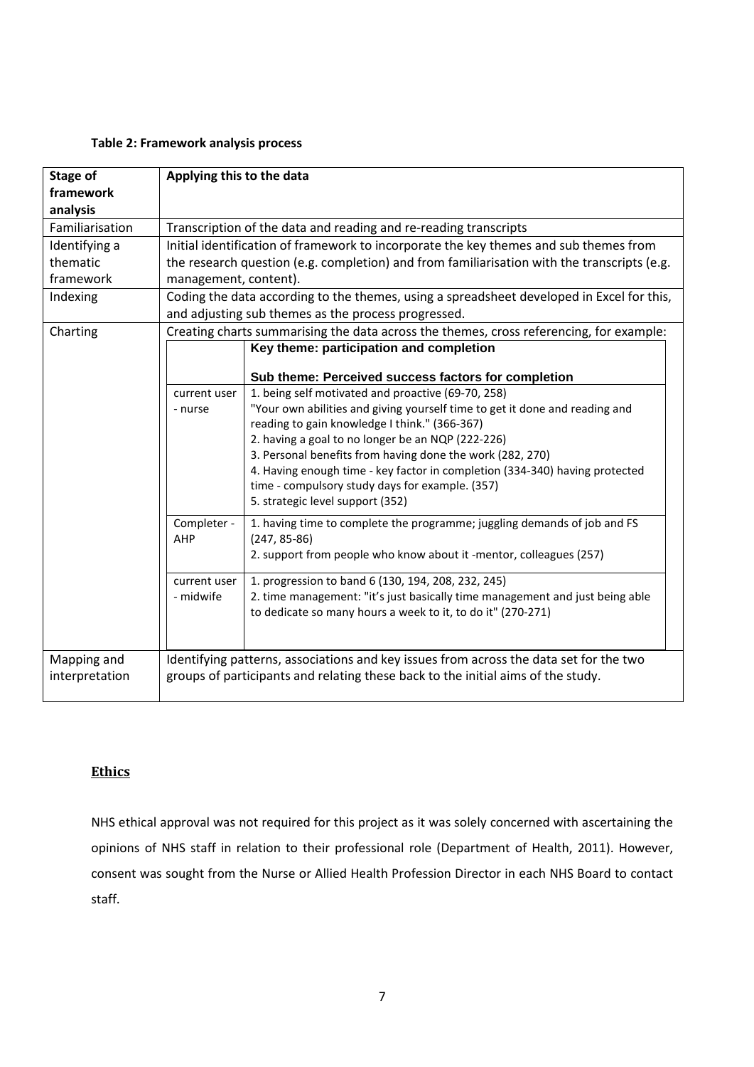**Table 2: Framework analysis process**

| Stage of framework analysis | Applying this to the data |
|---|---|
| Familiarisation | Transcription of the data and reading and re-reading transcripts |
| Identifying a thematic framework | Initial identification of framework to incorporate the key themes and sub themes from the research question (e.g. completion) and from familiarisation with the transcripts (e.g. management, content). |
| Indexing | Coding the data according to the themes, using a spreadsheet developed in Excel for this, and adjusting sub themes as the process progressed. |
| Charting | Creating charts summarising the data across the themes, cross referencing, for example:<br><br>**Key theme: participation and completion**<br>**Sub theme: Perceived success factors for completion**<br><br>*current user - nurse:*<br>1. being self motivated and proactive (69-70, 258)<br>"Your own abilities and giving yourself time to get it done and reading and reading to gain knowledge I think." (366-367)<br>2. having a goal to no longer be an NQP (222-226)<br>3. Personal benefits from having done the work (282, 270)<br>4. Having enough time - key factor in completion (334-340) having protected time - compulsory study days for example. (357)<br>5. strategic level support (352)<br><br>*Completer - AHP:*<br>1. having time to complete the programme; juggling demands of job and FS (247, 85-86)<br>2. support from people who know about it -mentor, colleagues (257)<br><br>*current user - midwife:*<br>1. progression to band 6 (130, 194, 208, 232, 245)<br>2. time management: "it's just basically time management and just being able to dedicate so many hours a week to it, to do it" (270-271) |
| Mapping and interpretation | Identifying patterns, associations and key issues from across the data set for the two groups of participants and relating these back to the initial aims of the study. |

## Ethics

NHS ethical approval was not required for this project as it was solely concerned with ascertaining the opinions of NHS staff in relation to their professional role (Department of Health, 2011). However, consent was sought from the Nurse or Allied Health Profession Director in each NHS Board to contact staff.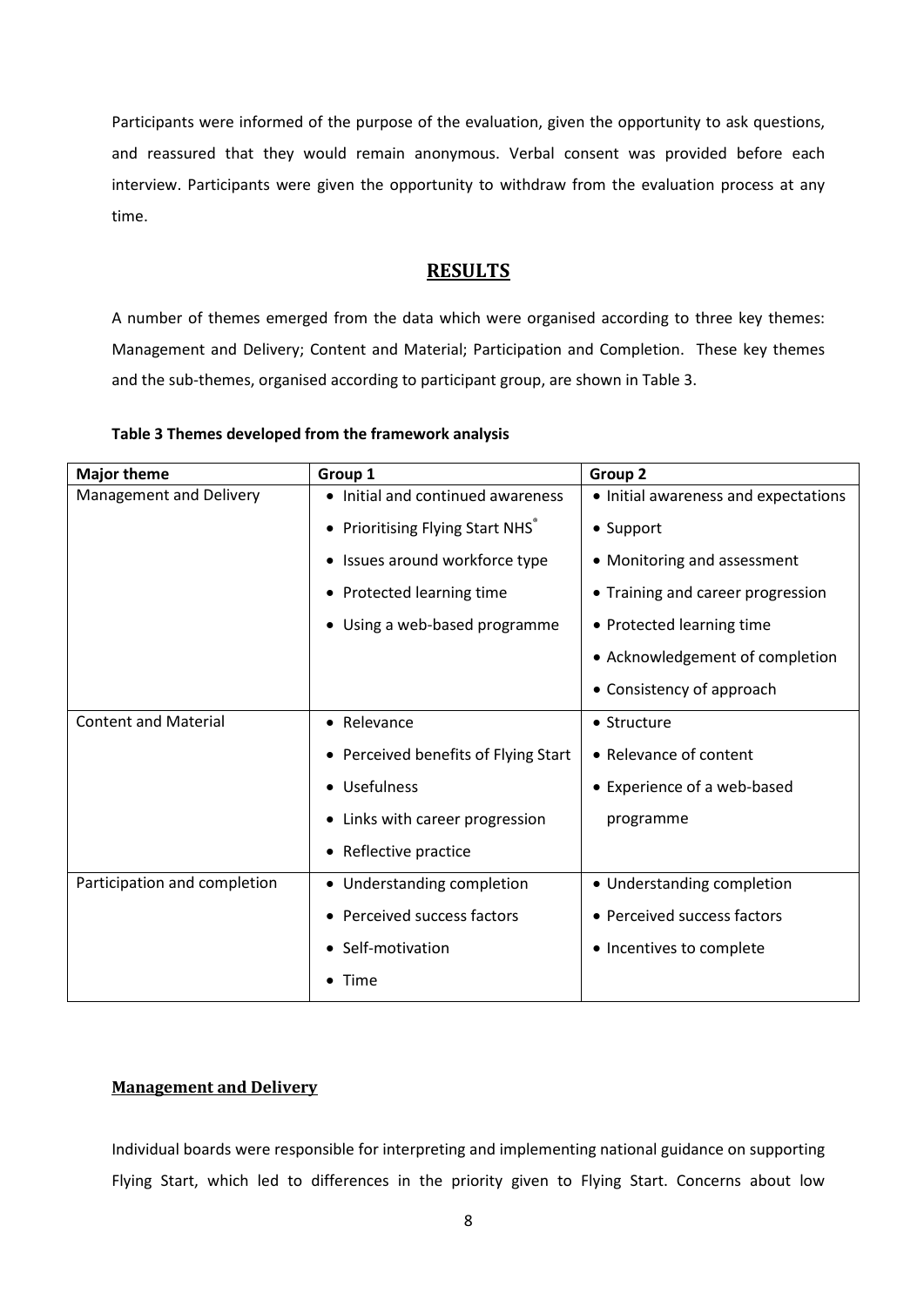Participants were informed of the purpose of the evaluation, given the opportunity to ask questions, and reassured that they would remain anonymous. Verbal consent was provided before each interview. Participants were given the opportunity to withdraw from the evaluation process at any time.

## RESULTS

A number of themes emerged from the data which were organised according to three key themes: Management and Delivery; Content and Material; Participation and Completion. These key themes and the sub-themes, organised according to participant group, are shown in Table 3.

**Table 3 Themes developed from the framework analysis**

| Major theme | Group 1 | Group 2 |
|---|---|---|
| Management and Delivery | • Initial and continued awareness<br>• Prioritising Flying Start NHS®<br>• Issues around workforce type<br>• Protected learning time<br>• Using a web-based programme | • Initial awareness and expectations<br>• Support<br>• Monitoring and assessment<br>• Training and career progression<br>• Protected learning time<br>• Acknowledgement of completion<br>• Consistency of approach |
| Content and Material | • Relevance<br>• Perceived benefits of Flying Start<br>• Usefulness<br>• Links with career progression<br>• Reflective practice | • Structure<br>• Relevance of content<br>• Experience of a web-based programme |
| Participation and completion | • Understanding completion<br>• Perceived success factors<br>• Self-motivation<br>• Time | • Understanding completion<br>• Perceived success factors<br>• Incentives to complete |

### Management and Delivery

Individual boards were responsible for interpreting and implementing national guidance on supporting Flying Start, which led to differences in the priority given to Flying Start. Concerns about low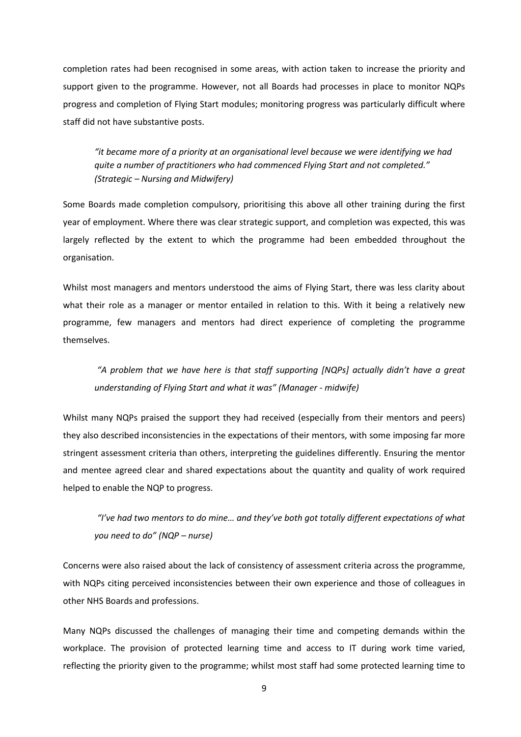completion rates had been recognised in some areas, with action taken to increase the priority and support given to the programme. However, not all Boards had processes in place to monitor NQPs progress and completion of Flying Start modules; monitoring progress was particularly difficult where staff did not have substantive posts.

> *"it became more of a priority at an organisational level because we were identifying we had quite a number of practitioners who had commenced Flying Start and not completed." (Strategic – Nursing and Midwifery)*

Some Boards made completion compulsory, prioritising this above all other training during the first year of employment. Where there was clear strategic support, and completion was expected, this was largely reflected by the extent to which the programme had been embedded throughout the organisation.

Whilst most managers and mentors understood the aims of Flying Start, there was less clarity about what their role as a manager or mentor entailed in relation to this. With it being a relatively new programme, few managers and mentors had direct experience of completing the programme themselves.

> *"A problem that we have here is that staff supporting [NQPs] actually didn't have a great understanding of Flying Start and what it was" (Manager - midwife)*

Whilst many NQPs praised the support they had received (especially from their mentors and peers) they also described inconsistencies in the expectations of their mentors, with some imposing far more stringent assessment criteria than others, interpreting the guidelines differently. Ensuring the mentor and mentee agreed clear and shared expectations about the quantity and quality of work required helped to enable the NQP to progress.

> *"I've had two mentors to do mine… and they've both got totally different expectations of what you need to do" (NQP – nurse)*

Concerns were also raised about the lack of consistency of assessment criteria across the programme, with NQPs citing perceived inconsistencies between their own experience and those of colleagues in other NHS Boards and professions.

Many NQPs discussed the challenges of managing their time and competing demands within the workplace. The provision of protected learning time and access to IT during work time varied, reflecting the priority given to the programme; whilst most staff had some protected learning time to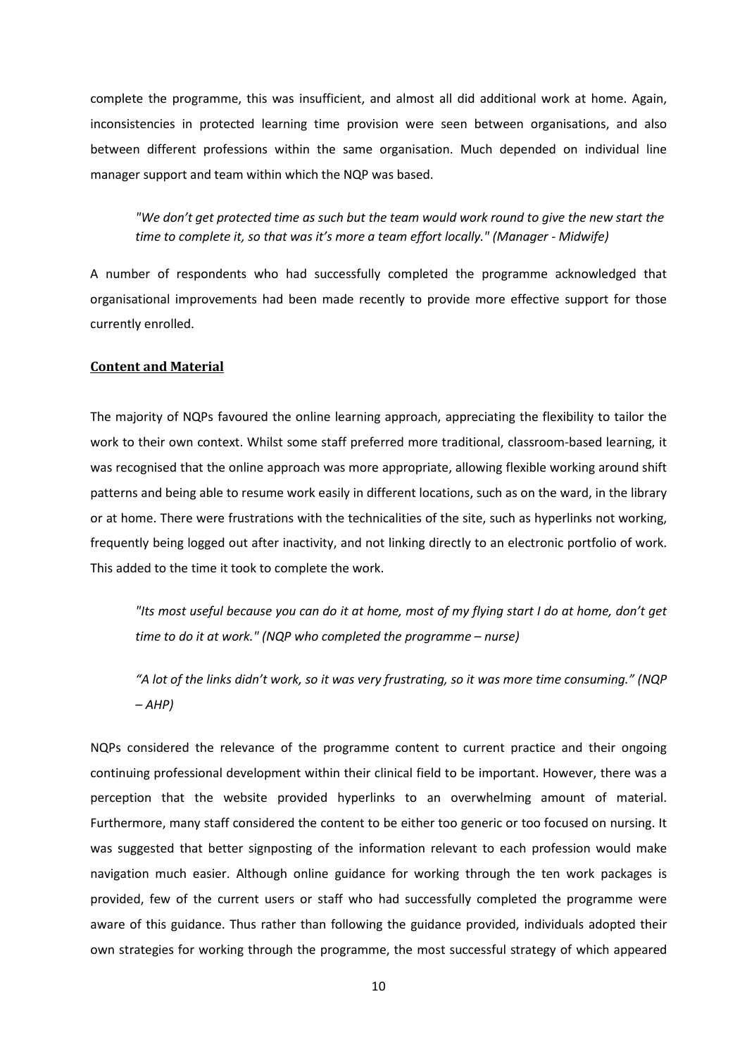complete the programme, this was insufficient, and almost all did additional work at home. Again, inconsistencies in protected learning time provision were seen between organisations, and also between different professions within the same organisation. Much depended on individual line manager support and team within which the NQP was based.

> *"We don't get protected time as such but the team would work round to give the new start the time to complete it, so that was it's more a team effort locally." (Manager - Midwife)*

A number of respondents who had successfully completed the programme acknowledged that organisational improvements had been made recently to provide more effective support for those currently enrolled.

### Content and Material

The majority of NQPs favoured the online learning approach, appreciating the flexibility to tailor the work to their own context. Whilst some staff preferred more traditional, classroom-based learning, it was recognised that the online approach was more appropriate, allowing flexible working around shift patterns and being able to resume work easily in different locations, such as on the ward, in the library or at home. There were frustrations with the technicalities of the site, such as hyperlinks not working, frequently being logged out after inactivity, and not linking directly to an electronic portfolio of work. This added to the time it took to complete the work.

> *"Its most useful because you can do it at home, most of my flying start I do at home, don't get time to do it at work." (NQP who completed the programme – nurse)*

> *"A lot of the links didn't work, so it was very frustrating, so it was more time consuming." (NQP – AHP)*

NQPs considered the relevance of the programme content to current practice and their ongoing continuing professional development within their clinical field to be important. However, there was a perception that the website provided hyperlinks to an overwhelming amount of material. Furthermore, many staff considered the content to be either too generic or too focused on nursing. It was suggested that better signposting of the information relevant to each profession would make navigation much easier. Although online guidance for working through the ten work packages is provided, few of the current users or staff who had successfully completed the programme were aware of this guidance. Thus rather than following the guidance provided, individuals adopted their own strategies for working through the programme, the most successful strategy of which appeared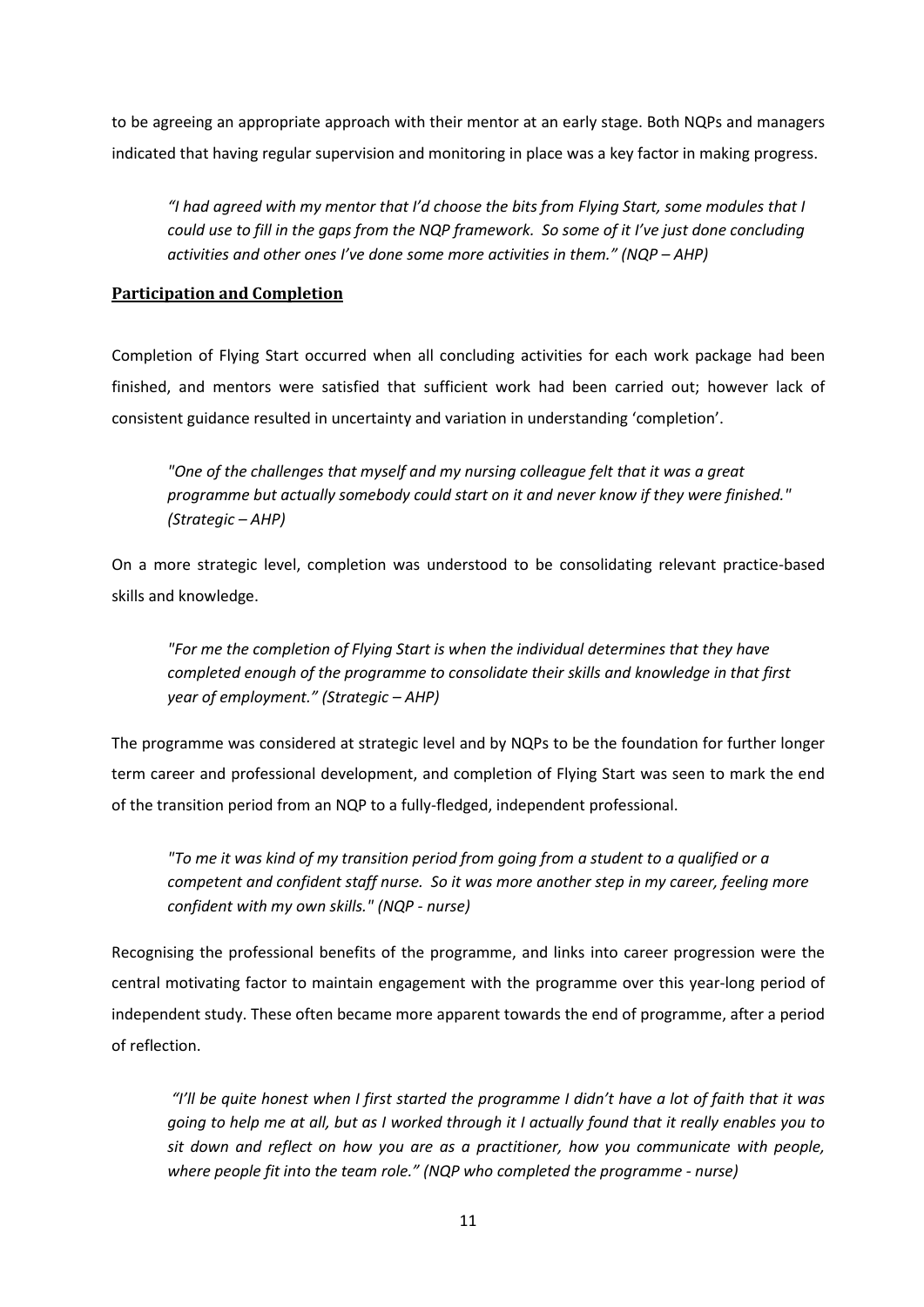to be agreeing an appropriate approach with their mentor at an early stage. Both NQPs and managers indicated that having regular supervision and monitoring in place was a key factor in making progress.

> *"I had agreed with my mentor that I'd choose the bits from Flying Start, some modules that I could use to fill in the gaps from the NQP framework. So some of it I've just done concluding activities and other ones I've done some more activities in them." (NQP – AHP)*

## Participation and Completion

Completion of Flying Start occurred when all concluding activities for each work package had been finished, and mentors were satisfied that sufficient work had been carried out; however lack of consistent guidance resulted in uncertainty and variation in understanding 'completion'.

> *"One of the challenges that myself and my nursing colleague felt that it was a great programme but actually somebody could start on it and never know if they were finished." (Strategic – AHP)*

On a more strategic level, completion was understood to be consolidating relevant practice-based skills and knowledge.

> *"For me the completion of Flying Start is when the individual determines that they have completed enough of the programme to consolidate their skills and knowledge in that first year of employment." (Strategic – AHP)*

The programme was considered at strategic level and by NQPs to be the foundation for further longer term career and professional development, and completion of Flying Start was seen to mark the end of the transition period from an NQP to a fully-fledged, independent professional.

> *"To me it was kind of my transition period from going from a student to a qualified or a competent and confident staff nurse. So it was more another step in my career, feeling more confident with my own skills." (NQP - nurse)*

Recognising the professional benefits of the programme, and links into career progression were the central motivating factor to maintain engagement with the programme over this year-long period of independent study. These often became more apparent towards the end of programme, after a period of reflection.

> *"I'll be quite honest when I first started the programme I didn't have a lot of faith that it was going to help me at all, but as I worked through it I actually found that it really enables you to sit down and reflect on how you are as a practitioner, how you communicate with people, where people fit into the team role." (NQP who completed the programme - nurse)*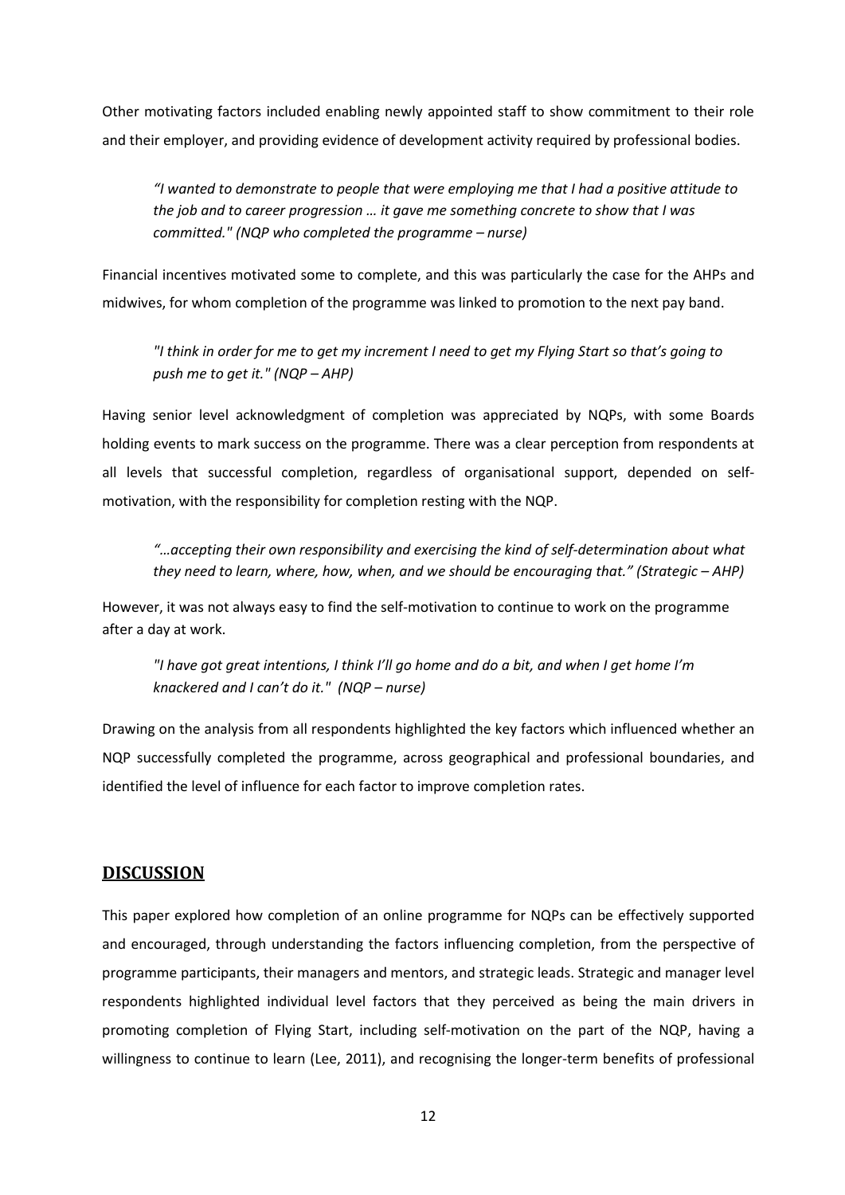Other motivating factors included enabling newly appointed staff to show commitment to their role and their employer, and providing evidence of development activity required by professional bodies.

> *"I wanted to demonstrate to people that were employing me that I had a positive attitude to the job and to career progression … it gave me something concrete to show that I was committed." (NQP who completed the programme – nurse)*

Financial incentives motivated some to complete, and this was particularly the case for the AHPs and midwives, for whom completion of the programme was linked to promotion to the next pay band.

> *"I think in order for me to get my increment I need to get my Flying Start so that's going to push me to get it." (NQP – AHP)*

Having senior level acknowledgment of completion was appreciated by NQPs, with some Boards holding events to mark success on the programme. There was a clear perception from respondents at all levels that successful completion, regardless of organisational support, depended on self-motivation, with the responsibility for completion resting with the NQP.

> *"…accepting their own responsibility and exercising the kind of self-determination about what they need to learn, where, how, when, and we should be encouraging that." (Strategic – AHP)*

However, it was not always easy to find the self-motivation to continue to work on the programme after a day at work.

> *"I have got great intentions, I think I'll go home and do a bit, and when I get home I'm knackered and I can't do it." (NQP – nurse)*

Drawing on the analysis from all respondents highlighted the key factors which influenced whether an NQP successfully completed the programme, across geographical and professional boundaries, and identified the level of influence for each factor to improve completion rates.

## DISCUSSION

This paper explored how completion of an online programme for NQPs can be effectively supported and encouraged, through understanding the factors influencing completion, from the perspective of programme participants, their managers and mentors, and strategic leads. Strategic and manager level respondents highlighted individual level factors that they perceived as being the main drivers in promoting completion of Flying Start, including self-motivation on the part of the NQP, having a willingness to continue to learn (Lee, 2011), and recognising the longer-term benefits of professional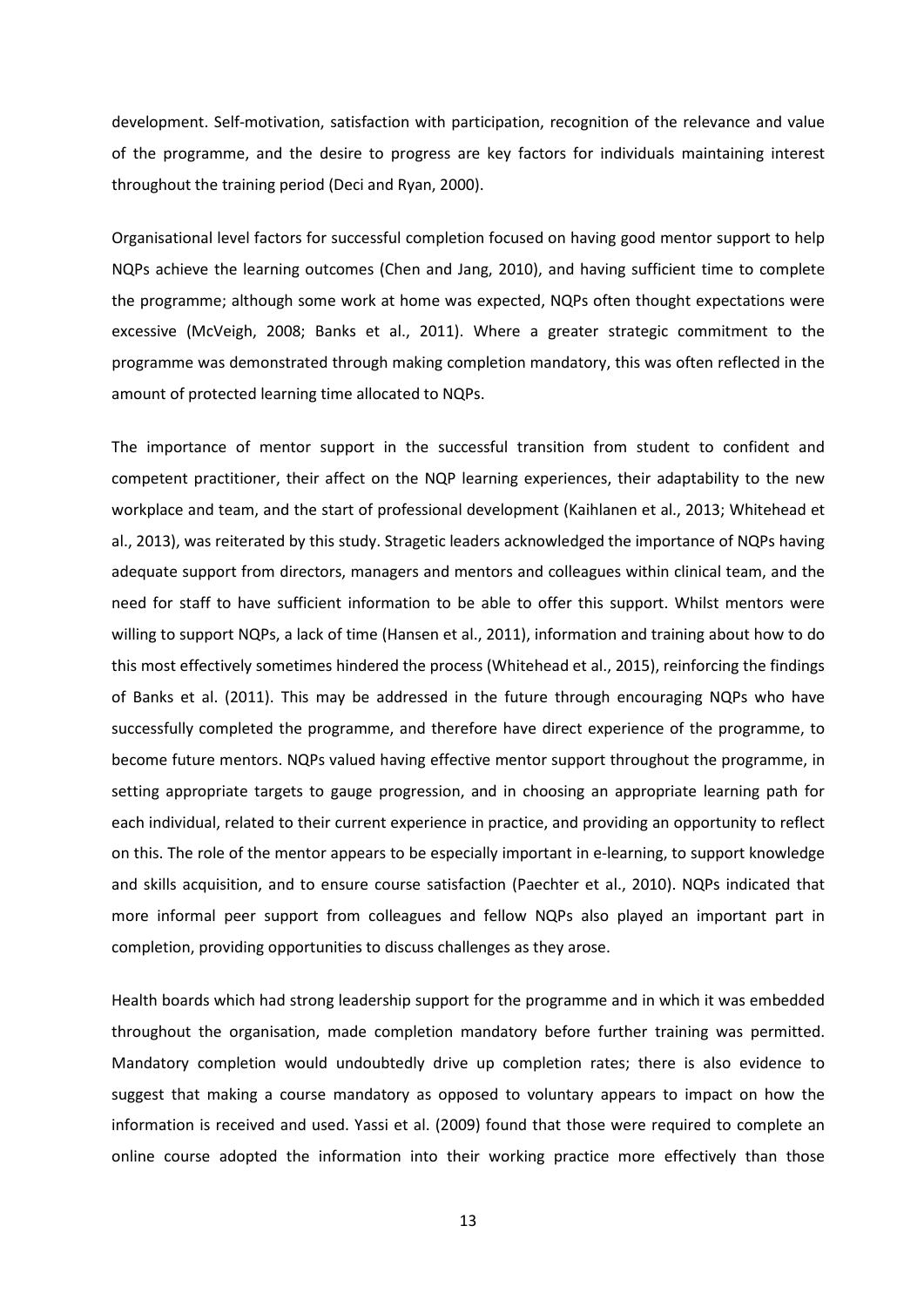development. Self-motivation, satisfaction with participation, recognition of the relevance and value of the programme, and the desire to progress are key factors for individuals maintaining interest throughout the training period (Deci and Ryan, 2000).

Organisational level factors for successful completion focused on having good mentor support to help NQPs achieve the learning outcomes (Chen and Jang, 2010), and having sufficient time to complete the programme; although some work at home was expected, NQPs often thought expectations were excessive (McVeigh, 2008; Banks et al., 2011). Where a greater strategic commitment to the programme was demonstrated through making completion mandatory, this was often reflected in the amount of protected learning time allocated to NQPs.

The importance of mentor support in the successful transition from student to confident and competent practitioner, their affect on the NQP learning experiences, their adaptability to the new workplace and team, and the start of professional development (Kaihlanen et al., 2013; Whitehead et al., 2013), was reiterated by this study. Stragetic leaders acknowledged the importance of NQPs having adequate support from directors, managers and mentors and colleagues within clinical team, and the need for staff to have sufficient information to be able to offer this support. Whilst mentors were willing to support NQPs, a lack of time (Hansen et al., 2011), information and training about how to do this most effectively sometimes hindered the process (Whitehead et al., 2015), reinforcing the findings of Banks et al. (2011). This may be addressed in the future through encouraging NQPs who have successfully completed the programme, and therefore have direct experience of the programme, to become future mentors. NQPs valued having effective mentor support throughout the programme, in setting appropriate targets to gauge progression, and in choosing an appropriate learning path for each individual, related to their current experience in practice, and providing an opportunity to reflect on this. The role of the mentor appears to be especially important in e-learning, to support knowledge and skills acquisition, and to ensure course satisfaction (Paechter et al., 2010). NQPs indicated that more informal peer support from colleagues and fellow NQPs also played an important part in completion, providing opportunities to discuss challenges as they arose.

Health boards which had strong leadership support for the programme and in which it was embedded throughout the organisation, made completion mandatory before further training was permitted. Mandatory completion would undoubtedly drive up completion rates; there is also evidence to suggest that making a course mandatory as opposed to voluntary appears to impact on how the information is received and used. Yassi et al. (2009) found that those were required to complete an online course adopted the information into their working practice more effectively than those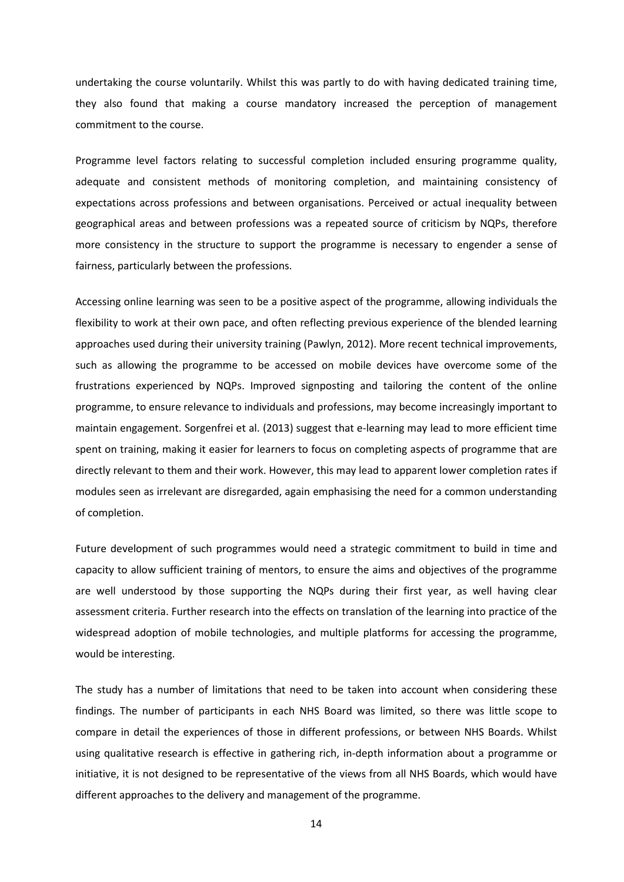undertaking the course voluntarily. Whilst this was partly to do with having dedicated training time, they also found that making a course mandatory increased the perception of management commitment to the course.

Programme level factors relating to successful completion included ensuring programme quality, adequate and consistent methods of monitoring completion, and maintaining consistency of expectations across professions and between organisations. Perceived or actual inequality between geographical areas and between professions was a repeated source of criticism by NQPs, therefore more consistency in the structure to support the programme is necessary to engender a sense of fairness, particularly between the professions.

Accessing online learning was seen to be a positive aspect of the programme, allowing individuals the flexibility to work at their own pace, and often reflecting previous experience of the blended learning approaches used during their university training (Pawlyn, 2012). More recent technical improvements, such as allowing the programme to be accessed on mobile devices have overcome some of the frustrations experienced by NQPs. Improved signposting and tailoring the content of the online programme, to ensure relevance to individuals and professions, may become increasingly important to maintain engagement. Sorgenfrei et al. (2013) suggest that e-learning may lead to more efficient time spent on training, making it easier for learners to focus on completing aspects of programme that are directly relevant to them and their work. However, this may lead to apparent lower completion rates if modules seen as irrelevant are disregarded, again emphasising the need for a common understanding of completion.

Future development of such programmes would need a strategic commitment to build in time and capacity to allow sufficient training of mentors, to ensure the aims and objectives of the programme are well understood by those supporting the NQPs during their first year, as well having clear assessment criteria. Further research into the effects on translation of the learning into practice of the widespread adoption of mobile technologies, and multiple platforms for accessing the programme, would be interesting.

The study has a number of limitations that need to be taken into account when considering these findings. The number of participants in each NHS Board was limited, so there was little scope to compare in detail the experiences of those in different professions, or between NHS Boards. Whilst using qualitative research is effective in gathering rich, in-depth information about a programme or initiative, it is not designed to be representative of the views from all NHS Boards, which would have different approaches to the delivery and management of the programme.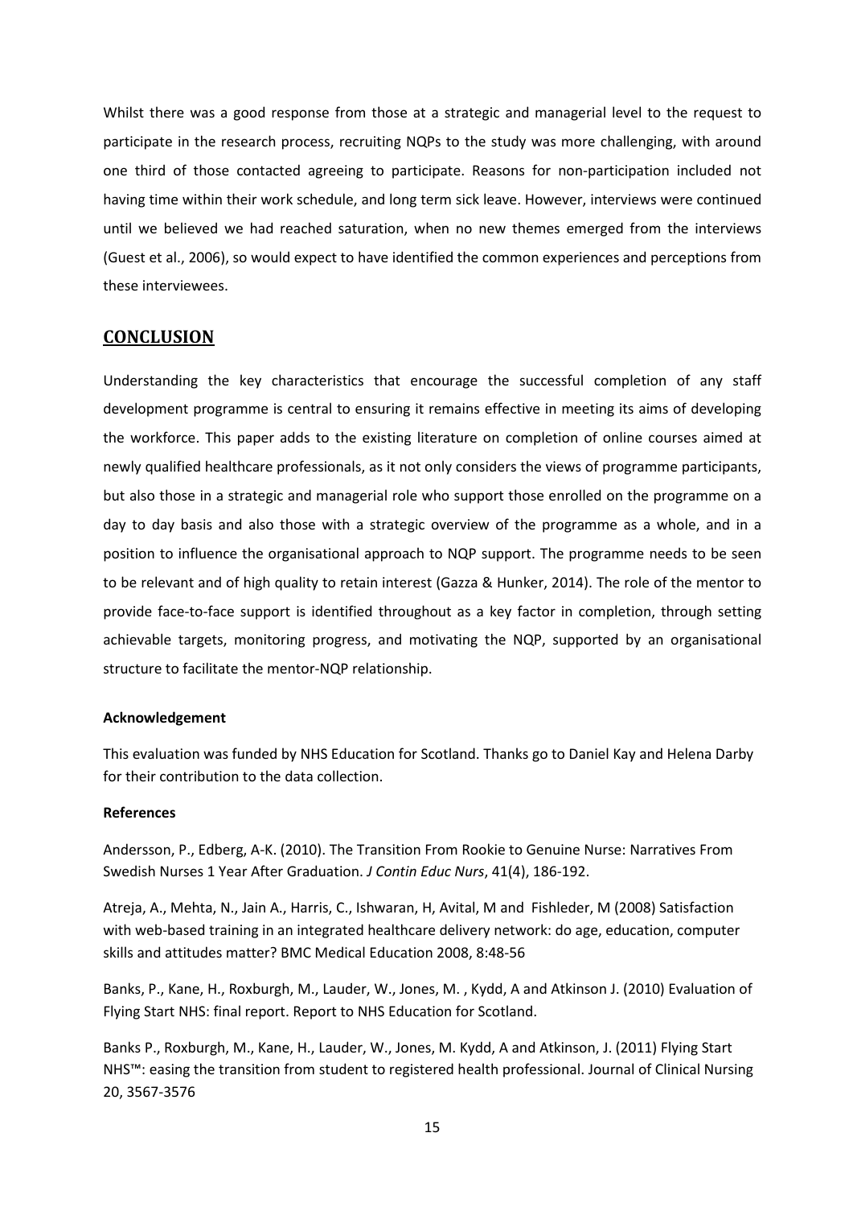Whilst there was a good response from those at a strategic and managerial level to the request to participate in the research process, recruiting NQPs to the study was more challenging, with around one third of those contacted agreeing to participate. Reasons for non-participation included not having time within their work schedule, and long term sick leave. However, interviews were continued until we believed we had reached saturation, when no new themes emerged from the interviews (Guest et al., 2006), so would expect to have identified the common experiences and perceptions from these interviewees.

## CONCLUSION

Understanding the key characteristics that encourage the successful completion of any staff development programme is central to ensuring it remains effective in meeting its aims of developing the workforce. This paper adds to the existing literature on completion of online courses aimed at newly qualified healthcare professionals, as it not only considers the views of programme participants, but also those in a strategic and managerial role who support those enrolled on the programme on a day to day basis and also those with a strategic overview of the programme as a whole, and in a position to influence the organisational approach to NQP support. The programme needs to be seen to be relevant and of high quality to retain interest (Gazza & Hunker, 2014). The role of the mentor to provide face-to-face support is identified throughout as a key factor in completion, through setting achievable targets, monitoring progress, and motivating the NQP, supported by an organisational structure to facilitate the mentor-NQP relationship.

**Acknowledgement**

This evaluation was funded by NHS Education for Scotland. Thanks go to Daniel Kay and Helena Darby for their contribution to the data collection.

**References**

Andersson, P., Edberg, A-K. (2010). The Transition From Rookie to Genuine Nurse: Narratives From Swedish Nurses 1 Year After Graduation. *J Contin Educ Nurs*, 41(4), 186-192.

Atreja, A., Mehta, N., Jain A., Harris, C., Ishwaran, H, Avital, M and Fishleder, M (2008) Satisfaction with web-based training in an integrated healthcare delivery network: do age, education, computer skills and attitudes matter? BMC Medical Education 2008, 8:48-56

Banks, P., Kane, H., Roxburgh, M., Lauder, W., Jones, M. , Kydd, A and Atkinson J. (2010) Evaluation of Flying Start NHS: final report. Report to NHS Education for Scotland.

Banks P., Roxburgh, M., Kane, H., Lauder, W., Jones, M. Kydd, A and Atkinson, J. (2011) Flying Start NHS™: easing the transition from student to registered health professional. Journal of Clinical Nursing 20, 3567-3576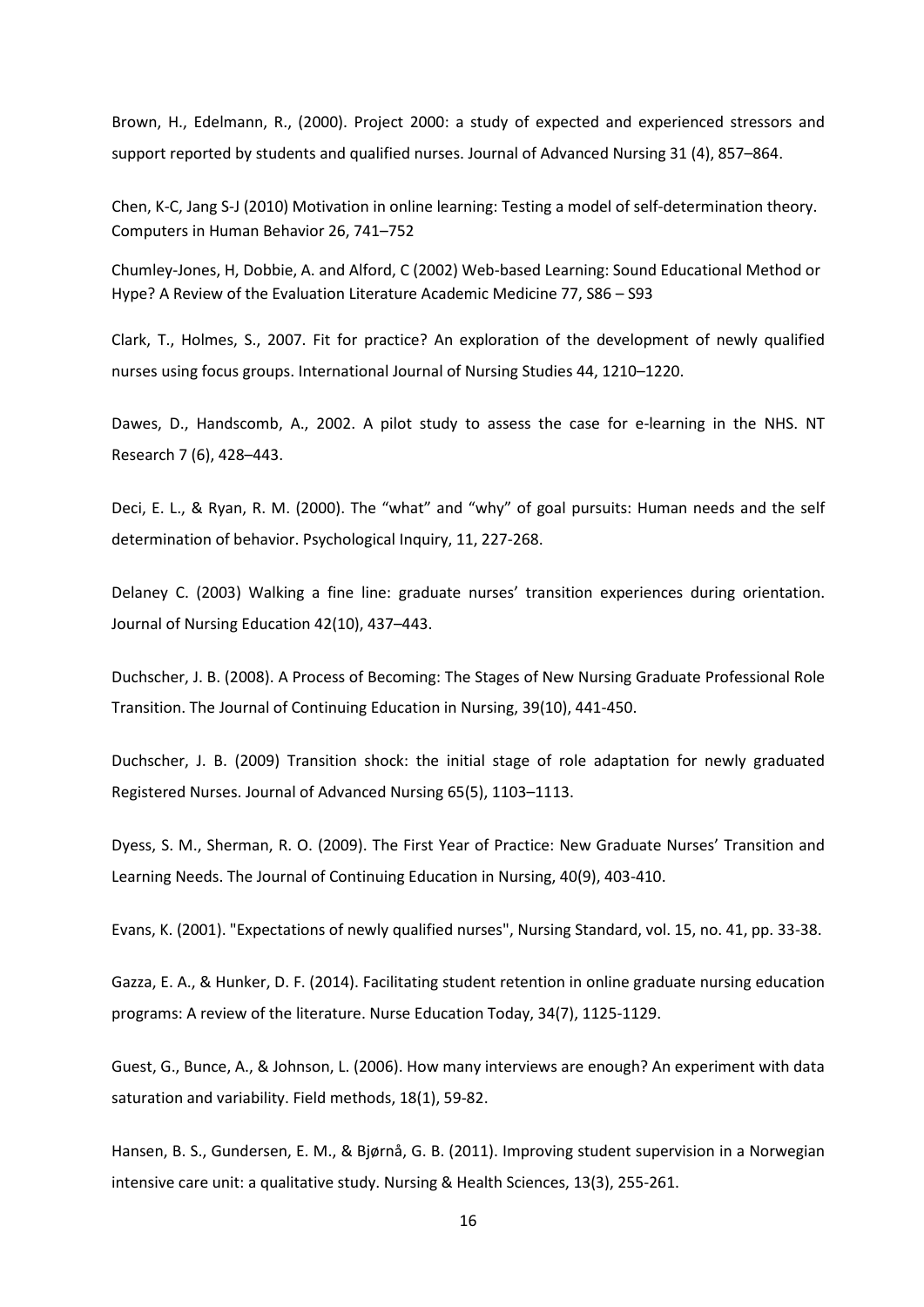Brown, H., Edelmann, R., (2000). Project 2000: a study of expected and experienced stressors and support reported by students and qualified nurses. Journal of Advanced Nursing 31 (4), 857–864.

Chen, K-C, Jang S-J (2010) Motivation in online learning: Testing a model of self-determination theory. Computers in Human Behavior 26, 741–752

Chumley-Jones, H, Dobbie, A. and Alford, C (2002) Web-based Learning: Sound Educational Method or Hype? A Review of the Evaluation Literature Academic Medicine 77, S86 – S93

Clark, T., Holmes, S., 2007. Fit for practice? An exploration of the development of newly qualified nurses using focus groups. International Journal of Nursing Studies 44, 1210–1220.

Dawes, D., Handscomb, A., 2002. A pilot study to assess the case for e-learning in the NHS. NT Research 7 (6), 428–443.

Deci, E. L., & Ryan, R. M. (2000). The "what" and "why" of goal pursuits: Human needs and the self determination of behavior. Psychological Inquiry, 11, 227-268.

Delaney C. (2003) Walking a fine line: graduate nurses' transition experiences during orientation. Journal of Nursing Education 42(10), 437–443.

Duchscher, J. B. (2008). A Process of Becoming: The Stages of New Nursing Graduate Professional Role Transition. The Journal of Continuing Education in Nursing, 39(10), 441-450.

Duchscher, J. B. (2009) Transition shock: the initial stage of role adaptation for newly graduated Registered Nurses. Journal of Advanced Nursing 65(5), 1103–1113.

Dyess, S. M., Sherman, R. O. (2009). The First Year of Practice: New Graduate Nurses' Transition and Learning Needs. The Journal of Continuing Education in Nursing, 40(9), 403-410.

Evans, K. (2001). "Expectations of newly qualified nurses", Nursing Standard, vol. 15, no. 41, pp. 33-38.

Gazza, E. A., & Hunker, D. F. (2014). Facilitating student retention in online graduate nursing education programs: A review of the literature. Nurse Education Today, 34(7), 1125-1129.

Guest, G., Bunce, A., & Johnson, L. (2006). How many interviews are enough? An experiment with data saturation and variability. Field methods, 18(1), 59-82.

Hansen, B. S., Gundersen, E. M., & Bjørnå, G. B. (2011). Improving student supervision in a Norwegian intensive care unit: a qualitative study. Nursing & Health Sciences, 13(3), 255-261.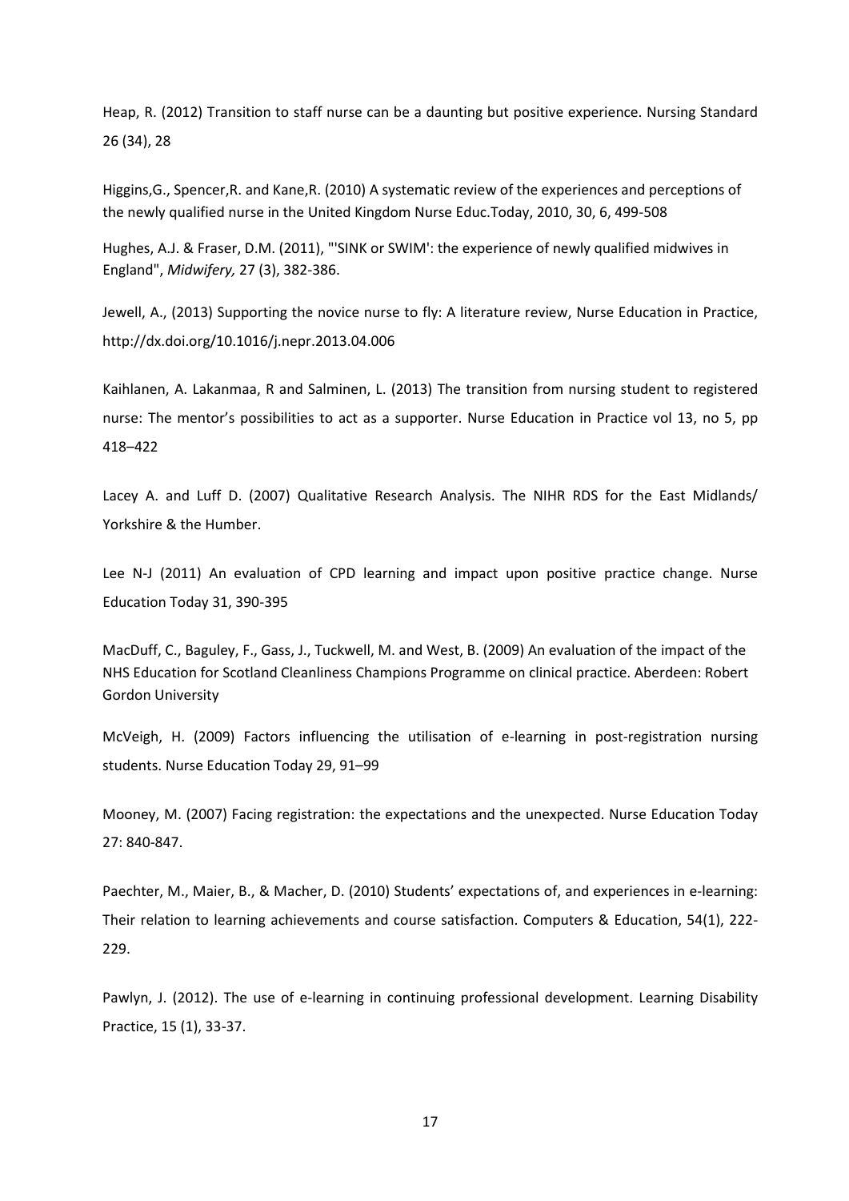Heap, R. (2012) Transition to staff nurse can be a daunting but positive experience. Nursing Standard 26 (34), 28

Higgins,G., Spencer,R. and Kane,R. (2010) A systematic review of the experiences and perceptions of the newly qualified nurse in the United Kingdom Nurse Educ.Today, 2010, 30, 6, 499-508

Hughes, A.J. & Fraser, D.M. (2011), "'SINK or SWIM': the experience of newly qualified midwives in England", *Midwifery,* 27 (3), 382-386.

Jewell, A., (2013) Supporting the novice nurse to fly: A literature review, Nurse Education in Practice, http://dx.doi.org/10.1016/j.nepr.2013.04.006

Kaihlanen, A. Lakanmaa, R and Salminen, L. (2013) The transition from nursing student to registered nurse: The mentor's possibilities to act as a supporter. Nurse Education in Practice vol 13, no 5, pp 418–422

Lacey A. and Luff D. (2007) Qualitative Research Analysis. The NIHR RDS for the East Midlands/ Yorkshire & the Humber.

Lee N-J (2011) An evaluation of CPD learning and impact upon positive practice change. Nurse Education Today 31, 390-395

MacDuff, C., Baguley, F., Gass, J., Tuckwell, M. and West, B. (2009) An evaluation of the impact of the NHS Education for Scotland Cleanliness Champions Programme on clinical practice. Aberdeen: Robert Gordon University

McVeigh, H. (2009) Factors influencing the utilisation of e-learning in post-registration nursing students. Nurse Education Today 29, 91–99

Mooney, M. (2007) Facing registration: the expectations and the unexpected. Nurse Education Today 27: 840-847.

Paechter, M., Maier, B., & Macher, D. (2010) Students' expectations of, and experiences in e-learning: Their relation to learning achievements and course satisfaction. Computers & Education, 54(1), 222-229.

Pawlyn, J. (2012). The use of e-learning in continuing professional development. Learning Disability Practice, 15 (1), 33-37.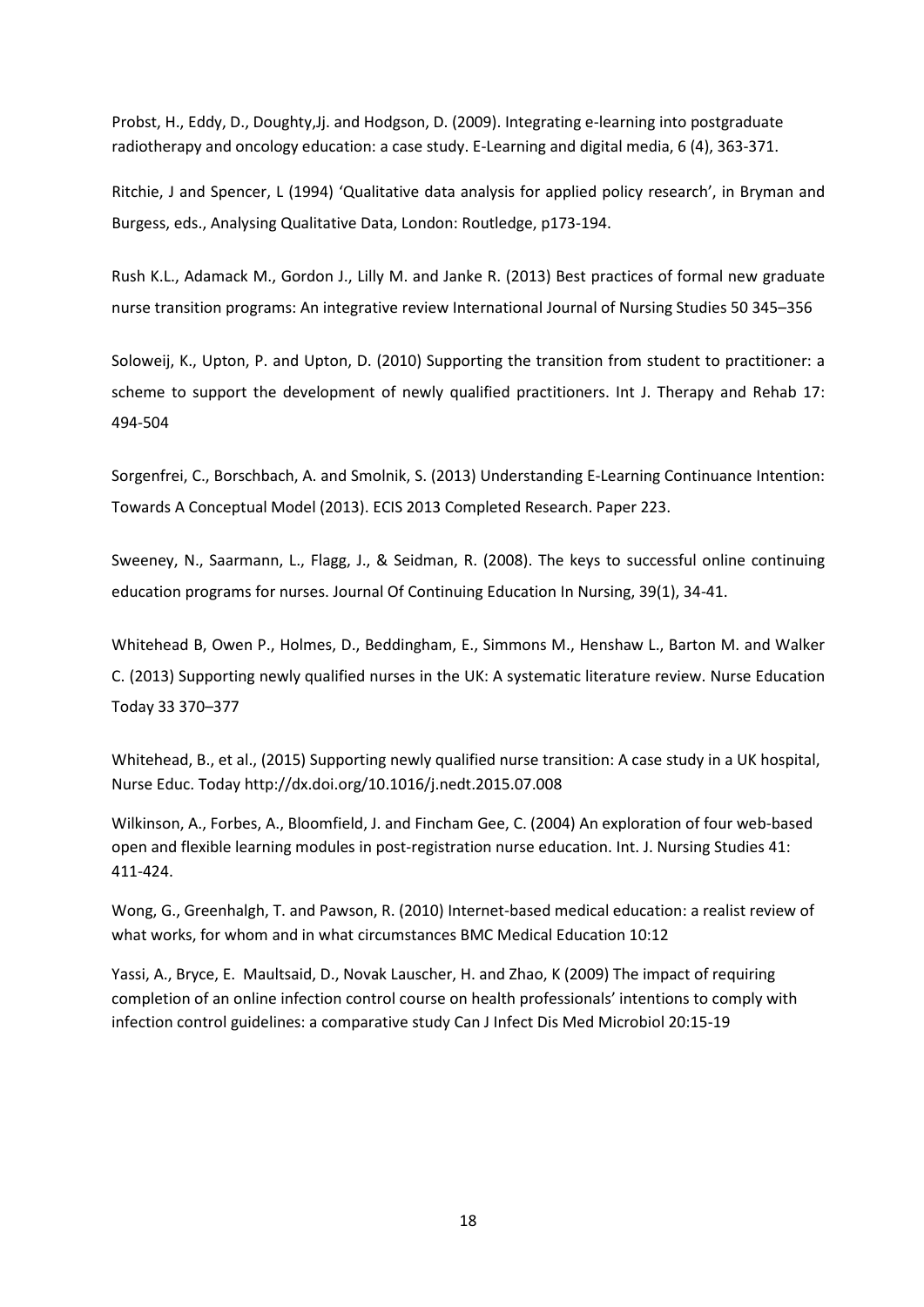Probst, H., Eddy, D., Doughty,Jj. and Hodgson, D. (2009). Integrating e-learning into postgraduate radiotherapy and oncology education: a case study. E-Learning and digital media, 6 (4), 363-371.

Ritchie, J and Spencer, L (1994) 'Qualitative data analysis for applied policy research', in Bryman and Burgess, eds., Analysing Qualitative Data, London: Routledge, p173-194.

Rush K.L., Adamack M., Gordon J., Lilly M. and Janke R. (2013) Best practices of formal new graduate nurse transition programs: An integrative review International Journal of Nursing Studies 50 345–356

Soloweij, K., Upton, P. and Upton, D. (2010) Supporting the transition from student to practitioner: a scheme to support the development of newly qualified practitioners. Int J. Therapy and Rehab 17: 494-504

Sorgenfrei, C., Borschbach, A. and Smolnik, S. (2013) Understanding E-Learning Continuance Intention: Towards A Conceptual Model (2013). ECIS 2013 Completed Research. Paper 223.

Sweeney, N., Saarmann, L., Flagg, J., & Seidman, R. (2008). The keys to successful online continuing education programs for nurses. Journal Of Continuing Education In Nursing, 39(1), 34-41.

Whitehead B, Owen P., Holmes, D., Beddingham, E., Simmons M., Henshaw L., Barton M. and Walker C. (2013) Supporting newly qualified nurses in the UK: A systematic literature review. Nurse Education Today 33 370–377

Whitehead, B., et al., (2015) Supporting newly qualified nurse transition: A case study in a UK hospital, Nurse Educ. Today http://dx.doi.org/10.1016/j.nedt.2015.07.008

Wilkinson, A., Forbes, A., Bloomfield, J. and Fincham Gee, C. (2004) An exploration of four web-based open and flexible learning modules in post-registration nurse education. Int. J. Nursing Studies 41: 411-424.

Wong, G., Greenhalgh, T. and Pawson, R. (2010) Internet-based medical education: a realist review of what works, for whom and in what circumstances BMC Medical Education 10:12

Yassi, A., Bryce, E. Maultsaid, D., Novak Lauscher, H. and Zhao, K (2009) The impact of requiring completion of an online infection control course on health professionals' intentions to comply with infection control guidelines: a comparative study Can J Infect Dis Med Microbiol 20:15-19